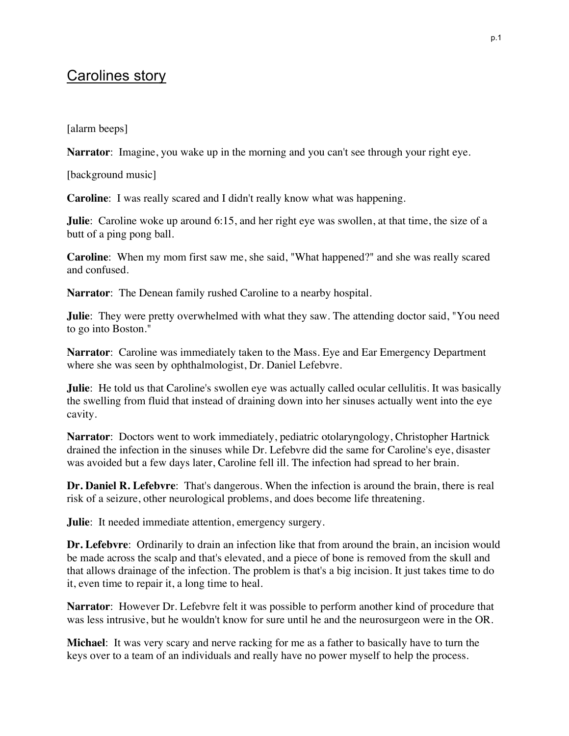# Carolines story

[alarm beeps]

**Narrator**: Imagine, you wake up in the morning and you can't see through your right eye.

[background music]

**Caroline**: I was really scared and I didn't really know what was happening.

**Julie**: Caroline woke up around 6:15, and her right eye was swollen, at that time, the size of a butt of a ping pong ball.

**Caroline**: When my mom first saw me, she said, "What happened?" and she was really scared and confused.

**Narrator**: The Denean family rushed Caroline to a nearby hospital.

**Julie**: They were pretty overwhelmed with what they saw. The attending doctor said, "You need to go into Boston."

**Narrator**: Caroline was immediately taken to the Mass. Eye and Ear Emergency Department where she was seen by ophthalmologist, Dr. Daniel Lefebvre.

**Julie**: He told us that Caroline's swollen eye was actually called ocular cellulitis. It was basically the swelling from fluid that instead of draining down into her sinuses actually went into the eye cavity.

**Narrator**: Doctors went to work immediately, pediatric otolaryngology, Christopher Hartnick drained the infection in the sinuses while Dr. Lefebvre did the same for Caroline's eye, disaster was avoided but a few days later, Caroline fell ill. The infection had spread to her brain.

**Dr. Daniel R. Lefebvre**: That's dangerous. When the infection is around the brain, there is real risk of a seizure, other neurological problems, and does become life threatening.

**Julie**: It needed immediate attention, emergency surgery.

**Dr. Lefebvre**: Ordinarily to drain an infection like that from around the brain, an incision would be made across the scalp and that's elevated, and a piece of bone is removed from the skull and that allows drainage of the infection. The problem is that's a big incision. It just takes time to do it, even time to repair it, a long time to heal.

**Narrator**: However Dr. Lefebvre felt it was possible to perform another kind of procedure that was less intrusive, but he wouldn't know for sure until he and the neurosurgeon were in the OR.

**Michael**: It was very scary and nerve racking for me as a father to basically have to turn the keys over to a team of an individuals and really have no power myself to help the process.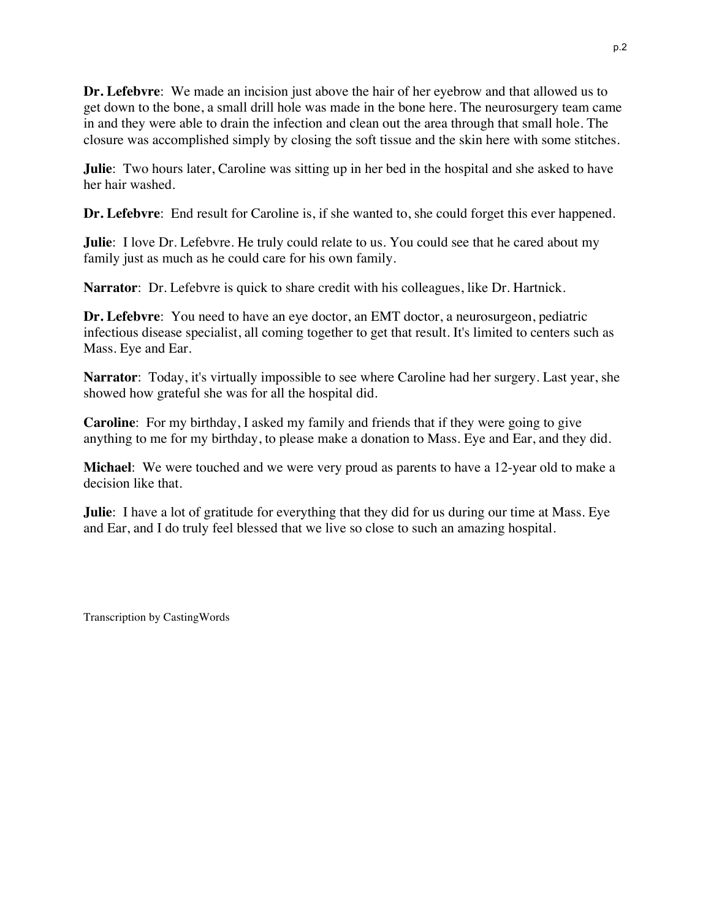**Dr. Lefebvre**: We made an incision just above the hair of her eyebrow and that allowed us to get down to the bone, a small drill hole was made in the bone here. The neurosurgery team came in and they were able to drain the infection and clean out the area through that small hole. The closure was accomplished simply by closing the soft tissue and the skin here with some stitches.

**Julie**: Two hours later, Caroline was sitting up in her bed in the hospital and she asked to have her hair washed.

**Dr. Lefebvre**: End result for Caroline is, if she wanted to, she could forget this ever happened.

**Julie**: I love Dr. Lefebvre. He truly could relate to us. You could see that he cared about my family just as much as he could care for his own family.

**Narrator**: Dr. Lefebvre is quick to share credit with his colleagues, like Dr. Hartnick.

**Dr. Lefebvre**: You need to have an eye doctor, an EMT doctor, a neurosurgeon, pediatric infectious disease specialist, all coming together to get that result. It's limited to centers such as Mass. Eye and Ear.

**Narrator**: Today, it's virtually impossible to see where Caroline had her surgery. Last year, she showed how grateful she was for all the hospital did.

**Caroline**: For my birthday, I asked my family and friends that if they were going to give anything to me for my birthday, to please make a donation to Mass. Eye and Ear, and they did.

**Michael**: We were touched and we were very proud as parents to have a 12-year old to make a decision like that.

**Julie**: I have a lot of gratitude for everything that they did for us during our time at Mass. Eye and Ear, and I do truly feel blessed that we live so close to such an amazing hospital.

Transcription by CastingWords